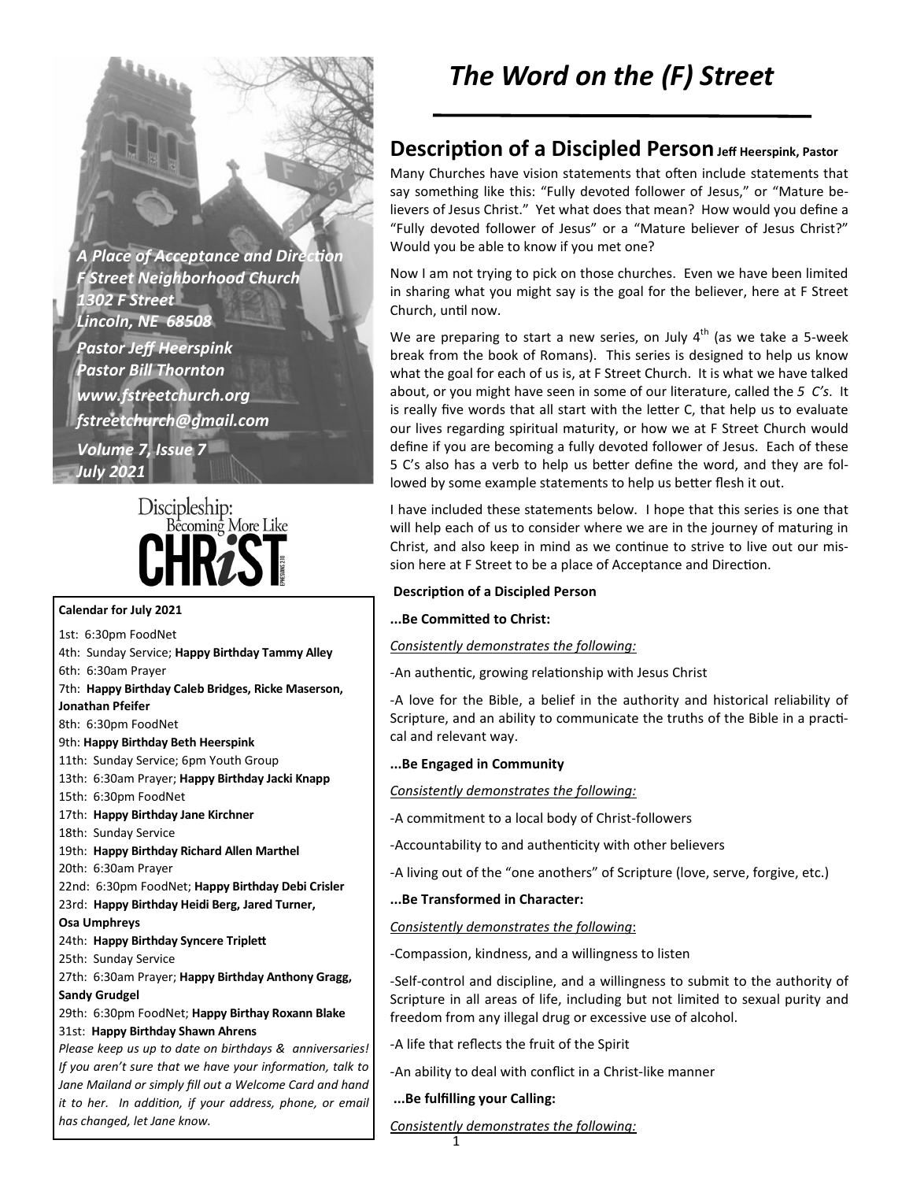*A Place of Acceptance and Direction*
*F Street Neighborhood Church*
*1302 F Street*
*Lincoln, NE 68508*
*Pastor Jeff Heerspink*
*Pastor Bill Thornton*
*www.fstreetchurch.org*
*fstreetchurch@gmail.com*
*Volume 7, Issue 7*
*July 2021*

Discipleship: Becoming More Like CHRiST

**Calendar for July 2021**

1st: 6:30pm FoodNet
4th: Sunday Service; **Happy Birthday Tammy Alley**
6th: 6:30am Prayer
7th: **Happy Birthday Caleb Bridges, Ricke Maserson, Jonathan Pfeifer**
8th: 6:30pm FoodNet
9th: **Happy Birthday Beth Heerspink**
11th: Sunday Service; 6pm Youth Group
13th: 6:30am Prayer; **Happy Birthday Jacki Knapp**
15th: 6:30pm FoodNet
17th: **Happy Birthday Jane Kirchner**
18th: Sunday Service
19th: **Happy Birthday Richard Allen Marthel**
20th: 6:30am Prayer
22nd: 6:30pm FoodNet; **Happy Birthday Debi Crisler**
23rd: **Happy Birthday Heidi Berg, Jared Turner, Osa Umphreys**
24th: **Happy Birthday Syncere Triplett**
25th: Sunday Service
27th: 6:30am Prayer; **Happy Birthday Anthony Gragg, Sandy Grudgel**
29th: 6:30pm FoodNet; **Happy Birthay Roxann Blake**
31st: **Happy Birthday Shawn Ahrens**

*Please keep us up to date on birthdays & anniversaries! If you aren't sure that we have your information, talk to Jane Mailand or simply fill out a Welcome Card and hand it to her. In addition, if your address, phone, or email has changed, let Jane know.*

# *The Word on the (F) Street*

## Description of a Discipled Person **Jeff Heerspink, Pastor**

Many Churches have vision statements that often include statements that say something like this: "Fully devoted follower of Jesus," or "Mature believers of Jesus Christ." Yet what does that mean? How would you define a "Fully devoted follower of Jesus" or a "Mature believer of Jesus Christ?" Would you be able to know if you met one?

Now I am not trying to pick on those churches. Even we have been limited in sharing what you might say is the goal for the believer, here at F Street Church, until now.

We are preparing to start a new series, on July 4th (as we take a 5-week break from the book of Romans). This series is designed to help us know what the goal for each of us is, at F Street Church. It is what we have talked about, or you might have seen in some of our literature, called the *5 C's*. It is really five words that all start with the letter C, that help us to evaluate our lives regarding spiritual maturity, or how we at F Street Church would define if you are becoming a fully devoted follower of Jesus. Each of these 5 C's also has a verb to help us better define the word, and they are followed by some example statements to help us better flesh it out.

I have included these statements below. I hope that this series is one that will help each of us to consider where we are in the journey of maturing in Christ, and also keep in mind as we continue to strive to live out our mission here at F Street to be a place of Acceptance and Direction.

**Description of a Discipled Person**

**...Be Committed to Christ:**

*Consistently demonstrates the following:*

-An authentic, growing relationship with Jesus Christ

-A love for the Bible, a belief in the authority and historical reliability of Scripture, and an ability to communicate the truths of the Bible in a practical and relevant way.

**...Be Engaged in Community**

*Consistently demonstrates the following:*

-A commitment to a local body of Christ-followers

-Accountability to and authenticity with other believers

-A living out of the "one anothers" of Scripture (love, serve, forgive, etc.)

**...Be Transformed in Character:**

*Consistently demonstrates the following*:

-Compassion, kindness, and a willingness to listen

-Self-control and discipline, and a willingness to submit to the authority of Scripture in all areas of life, including but not limited to sexual purity and freedom from any illegal drug or excessive use of alcohol.

-A life that reflects the fruit of the Spirit

-An ability to deal with conflict in a Christ-like manner

**...Be fulfilling your Calling:**

*Consistently demonstrates the following:*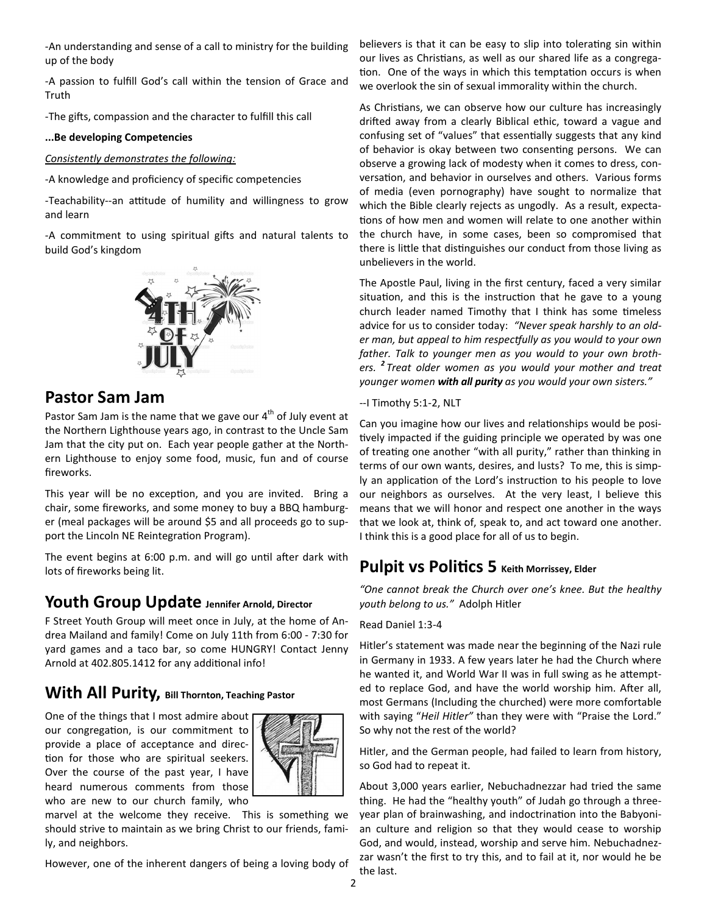-An understanding and sense of a call to ministry for the building up of the body

-A passion to fulfill God's call within the tension of Grace and Truth

-The gifts, compassion and the character to fulfill this call

**...Be developing Competencies**

*Consistently demonstrates the following:*

-A knowledge and proficiency of specific competencies

-Teachability--an attitude of humility and willingness to grow and learn

-A commitment to using spiritual gifts and natural talents to build God's kingdom

## Pastor Sam Jam

Pastor Sam Jam is the name that we gave our 4th of July event at the Northern Lighthouse years ago, in contrast to the Uncle Sam Jam that the city put on. Each year people gather at the Northern Lighthouse to enjoy some food, music, fun and of course fireworks.

This year will be no exception, and you are invited. Bring a chair, some fireworks, and some money to buy a BBQ hamburger (meal packages will be around $5 and all proceeds go to support the Lincoln NE Reintegration Program).

The event begins at 6:00 p.m. and will go until after dark with lots of fireworks being lit.

## Youth Group Update Jennifer Arnold, Director

F Street Youth Group will meet once in July, at the home of Andrea Mailand and family! Come on July 11th from 6:00 - 7:30 for yard games and a taco bar, so come HUNGRY! Contact Jenny Arnold at 402.805.1412 for any additional info!

## With All Purity, Bill Thornton, Teaching Pastor

One of the things that I most admire about our congregation, is our commitment to provide a place of acceptance and direction for those who are spiritual seekers. Over the course of the past year, I have heard numerous comments from those who are new to our church family, who marvel at the welcome they receive. This is something we should strive to maintain as we bring Christ to our friends, family, and neighbors.

However, one of the inherent dangers of being a loving body of believers is that it can be easy to slip into tolerating sin within our lives as Christians, as well as our shared life as a congregation. One of the ways in which this temptation occurs is when we overlook the sin of sexual immorality within the church.

As Christians, we can observe how our culture has increasingly drifted away from a clearly Biblical ethic, toward a vague and confusing set of "values" that essentially suggests that any kind of behavior is okay between two consenting persons. We can observe a growing lack of modesty when it comes to dress, conversation, and behavior in ourselves and others. Various forms of media (even pornography) have sought to normalize that which the Bible clearly rejects as ungodly. As a result, expectations of how men and women will relate to one another within the church have, in some cases, been so compromised that there is little that distinguishes our conduct from those living as unbelievers in the world.

The Apostle Paul, living in the first century, faced a very similar situation, and this is the instruction that he gave to a young church leader named Timothy that I think has some timeless advice for us to consider today: *"Never speak harshly to an older man, but appeal to him respectfully as you would to your own father. Talk to younger men as you would to your own brothers.* ***2*** *Treat older women as you would your mother and treat younger women* ***with all purity*** *as you would your own sisters."*

--I Timothy 5:1-2, NLT

Can you imagine how our lives and relationships would be positively impacted if the guiding principle we operated by was one of treating one another "with all purity," rather than thinking in terms of our own wants, desires, and lusts? To me, this is simply an application of the Lord's instruction to his people to love our neighbors as ourselves. At the very least, I believe this means that we will honor and respect one another in the ways that we look at, think of, speak to, and act toward one another. I think this is a good place for all of us to begin.

## Pulpit vs Politics 5 Keith Morrissey, Elder

*"One cannot break the Church over one's knee. But the healthy youth belong to us."* Adolph Hitler

Read Daniel 1:3-4

Hitler's statement was made near the beginning of the Nazi rule in Germany in 1933. A few years later he had the Church where he wanted it, and World War II was in full swing as he attempted to replace God, and have the world worship him. After all, most Germans (Including the churched) were more comfortable with saying "*Heil Hitler"* than they were with "Praise the Lord." So why not the rest of the world?

Hitler, and the German people, had failed to learn from history, so God had to repeat it.

About 3,000 years earlier, Nebuchadnezzar had tried the same thing. He had the "healthy youth" of Judah go through a three-year plan of brainwashing, and indoctrination into the Babyonian culture and religion so that they would cease to worship God, and would, instead, worship and serve him. Nebuchadnezzar wasn't the first to try this, and to fail at it, nor would he be the last.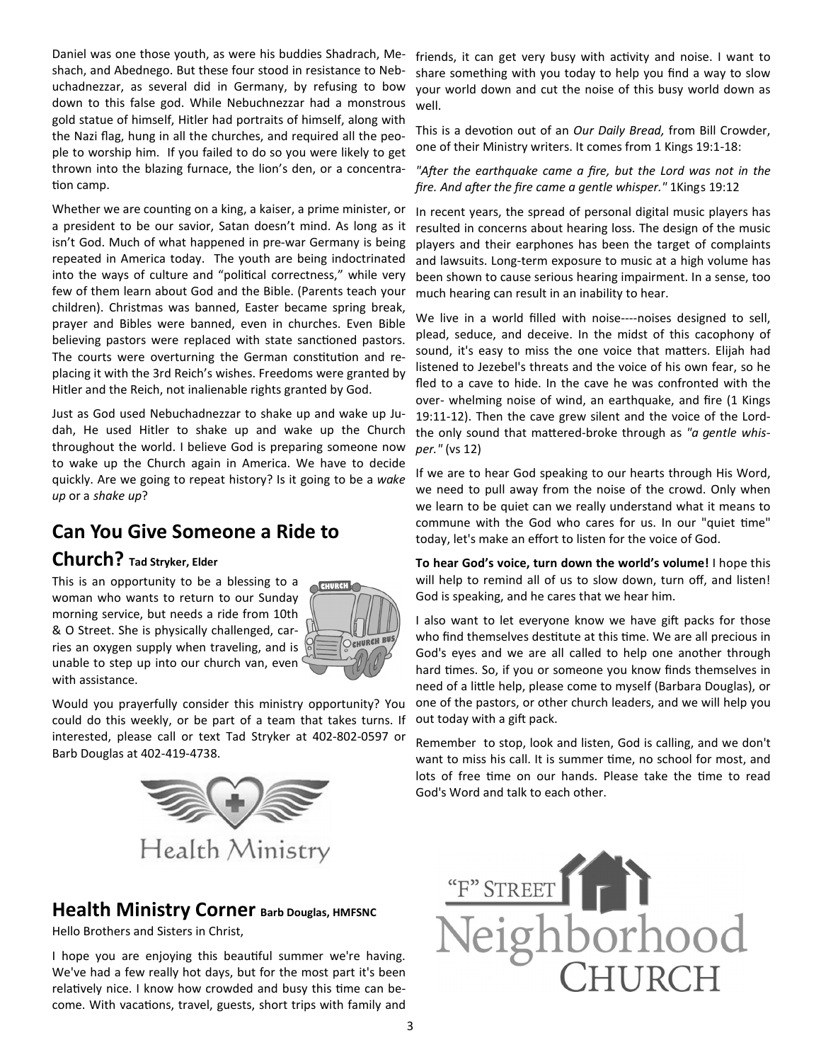Daniel was one those youth, as were his buddies Shadrach, Meshach, and Abednego. But these four stood in resistance to Nebuchadnezzar, as several did in Germany, by refusing to bow down to this false god. While Nebuchnezzar had a monstrous gold statue of himself, Hitler had portraits of himself, along with the Nazi flag, hung in all the churches, and required all the people to worship him. If you failed to do so you were likely to get thrown into the blazing furnace, the lion's den, or a concentration camp.

Whether we are counting on a king, a kaiser, a prime minister, or a president to be our savior, Satan doesn't mind. As long as it isn't God. Much of what happened in pre-war Germany is being repeated in America today. The youth are being indoctrinated into the ways of culture and "political correctness," while very few of them learn about God and the Bible. (Parents teach your children). Christmas was banned, Easter became spring break, prayer and Bibles were banned, even in churches. Even Bible believing pastors were replaced with state sanctioned pastors. The courts were overturning the German constitution and replacing it with the 3rd Reich's wishes. Freedoms were granted by Hitler and the Reich, not inalienable rights granted by God.

Just as God used Nebuchadnezzar to shake up and wake up Judah, He used Hitler to shake up and wake up the Church throughout the world. I believe God is preparing someone now to wake up the Church again in America. We have to decide quickly. Are we going to repeat history? Is it going to be a *wake up* or a *shake up*?

## Can You Give Someone a Ride to Church? Tad Stryker, Elder

This is an opportunity to be a blessing to a woman who wants to return to our Sunday morning service, but needs a ride from 10th & O Street. She is physically challenged, carries an oxygen supply when traveling, and is unable to step up into our church van, even with assistance.

Would you prayerfully consider this ministry opportunity? You could do this weekly, or be part of a team that takes turns. If interested, please call or text Tad Stryker at 402-802-0597 or Barb Douglas at 402-419-4738.

Health Ministry

## Health Ministry Corner Barb Douglas, HMFSNC

Hello Brothers and Sisters in Christ,

I hope you are enjoying this beautiful summer we're having. We've had a few really hot days, but for the most part it's been relatively nice. I know how crowded and busy this time can become. With vacations, travel, guests, short trips with family and friends, it can get very busy with activity and noise. I want to share something with you today to help you find a way to slow your world down and cut the noise of this busy world down as well.

This is a devotion out of an *Our Daily Bread,* from Bill Crowder, one of their Ministry writers. It comes from 1 Kings 19:1-18:

*"After the earthquake came a fire, but the Lord was not in the fire. And after the fire came a gentle whisper."* 1Kings 19:12

In recent years, the spread of personal digital music players has resulted in concerns about hearing loss. The design of the music players and their earphones has been the target of complaints and lawsuits. Long-term exposure to music at a high volume has been shown to cause serious hearing impairment. In a sense, too much hearing can result in an inability to hear.

We live in a world filled with noise----noises designed to sell, plead, seduce, and deceive. In the midst of this cacophony of sound, it's easy to miss the one voice that matters. Elijah had listened to Jezebel's threats and the voice of his own fear, so he fled to a cave to hide. In the cave he was confronted with the over- whelming noise of wind, an earthquake, and fire (1 Kings 19:11-12). Then the cave grew silent and the voice of the Lord-the only sound that mattered-broke through as *"a gentle whisper."* (vs 12)

If we are to hear God speaking to our hearts through His Word, we need to pull away from the noise of the crowd. Only when we learn to be quiet can we really understand what it means to commune with the God who cares for us. In our "quiet time" today, let's make an effort to listen for the voice of God.

**To hear God's voice, turn down the world's volume!** I hope this will help to remind all of us to slow down, turn off, and listen! God is speaking, and he cares that we hear him.

I also want to let everyone know we have gift packs for those who find themselves destitute at this time. We are all precious in God's eyes and we are all called to help one another through hard times. So, if you or someone you know finds themselves in need of a little help, please come to myself (Barbara Douglas), or one of the pastors, or other church leaders, and we will help you out today with a gift pack.

Remember to stop, look and listen, God is calling, and we don't want to miss his call. It is summer time, no school for most, and lots of free time on our hands. Please take the time to read God's Word and talk to each other.

"F" STREET Neighborhood CHURCH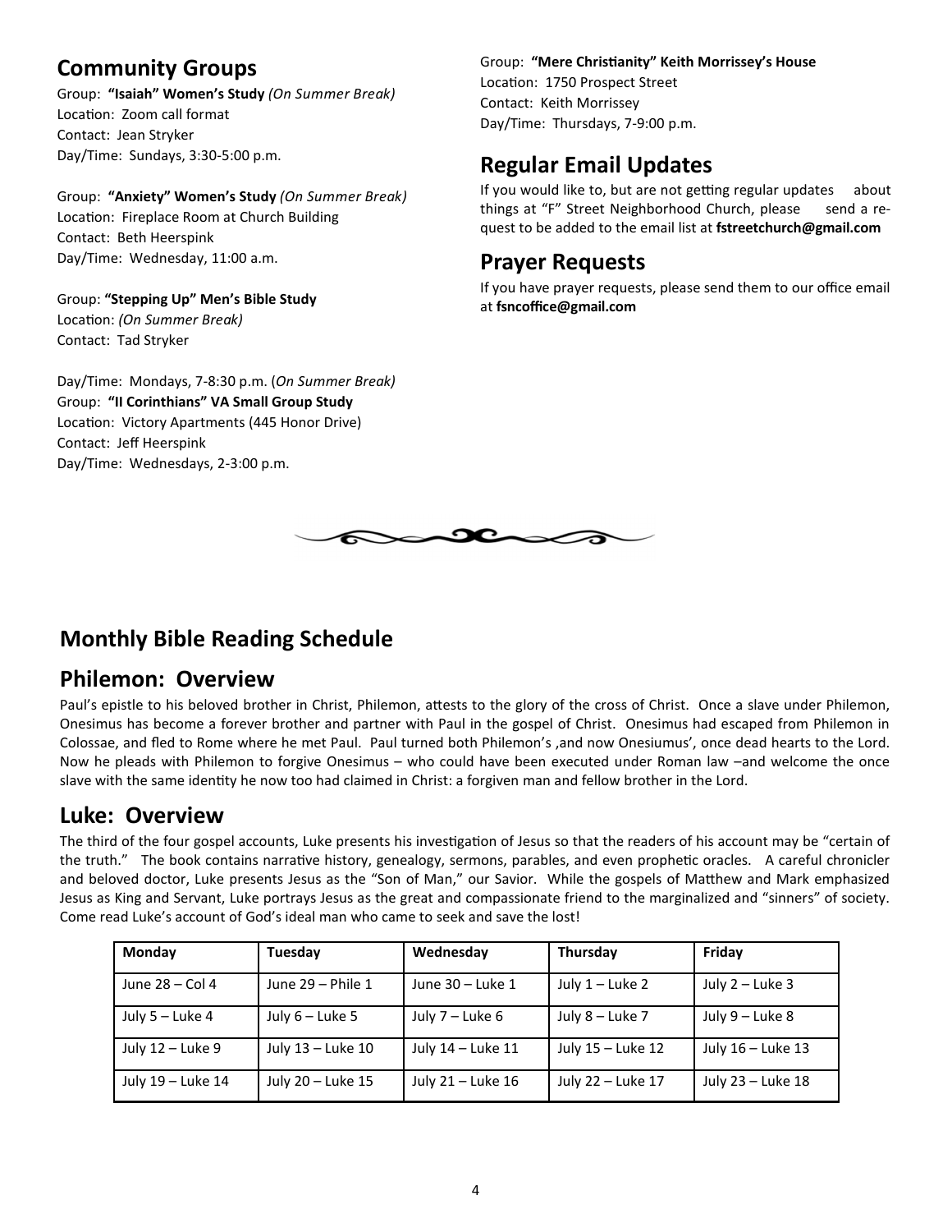## Community Groups

Group: **"Isaiah" Women's Study** *(On Summer Break)*
Location: Zoom call format
Contact: Jean Stryker
Day/Time: Sundays, 3:30-5:00 p.m.

Group: **"Anxiety" Women's Study** *(On Summer Break)*
Location: Fireplace Room at Church Building
Contact: Beth Heerspink
Day/Time: Wednesday, 11:00 a.m.

Group: **"Stepping Up" Men's Bible Study**
Location: *(On Summer Break)*
Contact: Tad Stryker

Day/Time: Mondays, 7-8:30 p.m. (*On Summer Break)*
Group: **"II Corinthians" VA Small Group Study**
Location: Victory Apartments (445 Honor Drive)
Contact: Jeff Heerspink
Day/Time: Wednesdays, 2-3:00 p.m.

Group: **"Mere Christianity" Keith Morrissey's House**
Location: 1750 Prospect Street
Contact: Keith Morrissey
Day/Time: Thursdays, 7-9:00 p.m.

## Regular Email Updates

If you would like to, but are not getting regular updates about things at "F" Street Neighborhood Church, please send a request to be added to the email list at **fstreetchurch@gmail.com**

## Prayer Requests

If you have prayer requests, please send them to our office email at **fsncoffice@gmail.com**

## Monthly Bible Reading Schedule

## Philemon: Overview

Paul's epistle to his beloved brother in Christ, Philemon, attests to the glory of the cross of Christ. Once a slave under Philemon, Onesimus has become a forever brother and partner with Paul in the gospel of Christ. Onesimus had escaped from Philemon in Colossae, and fled to Rome where he met Paul. Paul turned both Philemon's ,and now Onesiumus', once dead hearts to the Lord. Now he pleads with Philemon to forgive Onesimus – who could have been executed under Roman law –and welcome the once slave with the same identity he now too had claimed in Christ: a forgiven man and fellow brother in the Lord.

## Luke: Overview

The third of the four gospel accounts, Luke presents his investigation of Jesus so that the readers of his account may be "certain of the truth." The book contains narrative history, genealogy, sermons, parables, and even prophetic oracles. A careful chronicler and beloved doctor, Luke presents Jesus as the "Son of Man," our Savior. While the gospels of Matthew and Mark emphasized Jesus as King and Servant, Luke portrays Jesus as the great and compassionate friend to the marginalized and "sinners" of society. Come read Luke's account of God's ideal man who came to seek and save the lost!

| Monday | Tuesday | Wednesday | Thursday | Friday |
|---|---|---|---|---|
| June 28 – Col 4 | June 29 – Phile 1 | June 30 – Luke 1 | July 1 – Luke 2 | July 2 – Luke 3 |
| July 5 – Luke 4 | July 6 – Luke 5 | July 7 – Luke 6 | July 8 – Luke 7 | July 9 – Luke 8 |
| July 12 – Luke 9 | July 13 – Luke 10 | July 14 – Luke 11 | July 15 – Luke 12 | July 16 – Luke 13 |
| July 19 – Luke 14 | July 20 – Luke 15 | July 21 – Luke 16 | July 22 – Luke 17 | July 23 – Luke 18 |